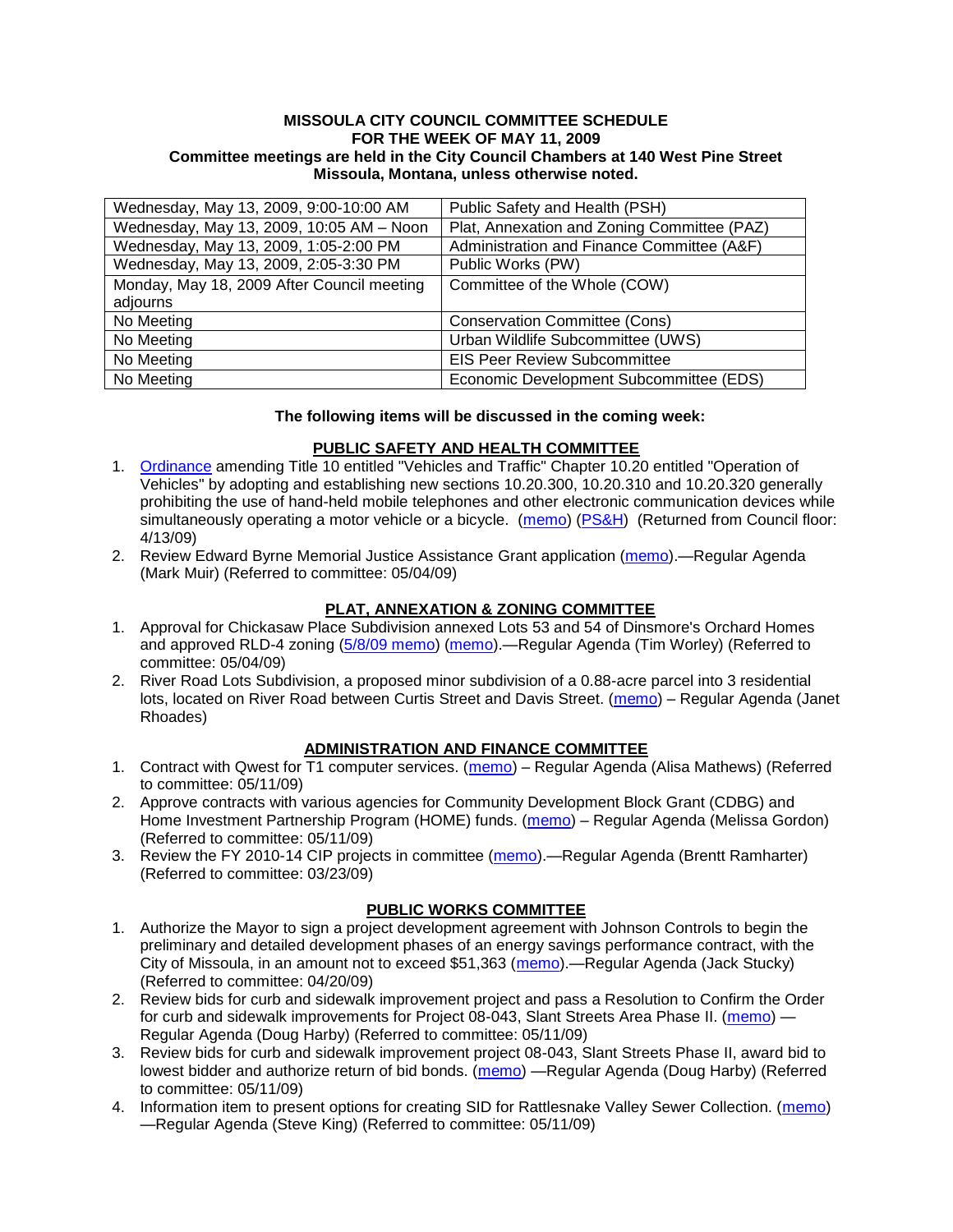**MISSOULA CITY COUNCIL COMMITTEE SCHEDULE**
**FOR THE WEEK OF MAY 11, 2009**
**Committee meetings are held in the City Council Chambers at 140 West Pine Street Missoula, Montana, unless otherwise noted.**

| | |
|---|---|
| Wednesday, May 13, 2009, 9:00-10:00 AM | Public Safety and Health (PSH) |
| Wednesday, May 13, 2009, 10:05 AM – Noon | Plat, Annexation and Zoning Committee (PAZ) |
| Wednesday, May 13, 2009, 1:05-2:00 PM | Administration and Finance Committee (A&F) |
| Wednesday, May 13, 2009, 2:05-3:30 PM | Public Works (PW) |
| Monday, May 18, 2009 After Council meeting adjourns | Committee of the Whole (COW) |
| No Meeting | Conservation Committee (Cons) |
| No Meeting | Urban Wildlife Subcommittee (UWS) |
| No Meeting | EIS Peer Review Subcommittee |
| No Meeting | Economic Development Subcommittee (EDS) |

**The following items will be discussed in the coming week:**

**PUBLIC SAFETY AND HEALTH COMMITTEE**

1. Ordinance amending Title 10 entitled "Vehicles and Traffic" Chapter 10.20 entitled "Operation of Vehicles" by adopting and establishing new sections 10.20.300, 10.20.310 and 10.20.320 generally prohibiting the use of hand-held mobile telephones and other electronic communication devices while simultaneously operating a motor vehicle or a bicycle. (memo) (PS&H) (Returned from Council floor: 4/13/09)
2. Review Edward Byrne Memorial Justice Assistance Grant application (memo).—Regular Agenda (Mark Muir) (Referred to committee: 05/04/09)

**PLAT, ANNEXATION & ZONING COMMITTEE**

1. Approval for Chickasaw Place Subdivision annexed Lots 53 and 54 of Dinsmore's Orchard Homes and approved RLD-4 zoning (5/8/09 memo) (memo).—Regular Agenda (Tim Worley) (Referred to committee: 05/04/09)
2. River Road Lots Subdivision, a proposed minor subdivision of a 0.88-acre parcel into 3 residential lots, located on River Road between Curtis Street and Davis Street. (memo) – Regular Agenda (Janet Rhoades)

**ADMINISTRATION AND FINANCE COMMITTEE**

1. Contract with Qwest for T1 computer services. (memo) – Regular Agenda (Alisa Mathews) (Referred to committee: 05/11/09)
2. Approve contracts with various agencies for Community Development Block Grant (CDBG) and Home Investment Partnership Program (HOME) funds. (memo) – Regular Agenda (Melissa Gordon) (Referred to committee: 05/11/09)
3. Review the FY 2010-14 CIP projects in committee (memo).—Regular Agenda (Brentt Ramharter) (Referred to committee: 03/23/09)

**PUBLIC WORKS COMMITTEE**

1. Authorize the Mayor to sign a project development agreement with Johnson Controls to begin the preliminary and detailed development phases of an energy savings performance contract, with the City of Missoula, in an amount not to exceed $51,363 (memo).—Regular Agenda (Jack Stucky) (Referred to committee: 04/20/09)
2. Review bids for curb and sidewalk improvement project and pass a Resolution to Confirm the Order for curb and sidewalk improvements for Project 08-043, Slant Streets Area Phase II. (memo) —Regular Agenda (Doug Harby) (Referred to committee: 05/11/09)
3. Review bids for curb and sidewalk improvement project 08-043, Slant Streets Phase II, award bid to lowest bidder and authorize return of bid bonds. (memo) —Regular Agenda (Doug Harby) (Referred to committee: 05/11/09)
4. Information item to present options for creating SID for Rattlesnake Valley Sewer Collection. (memo) —Regular Agenda (Steve King) (Referred to committee: 05/11/09)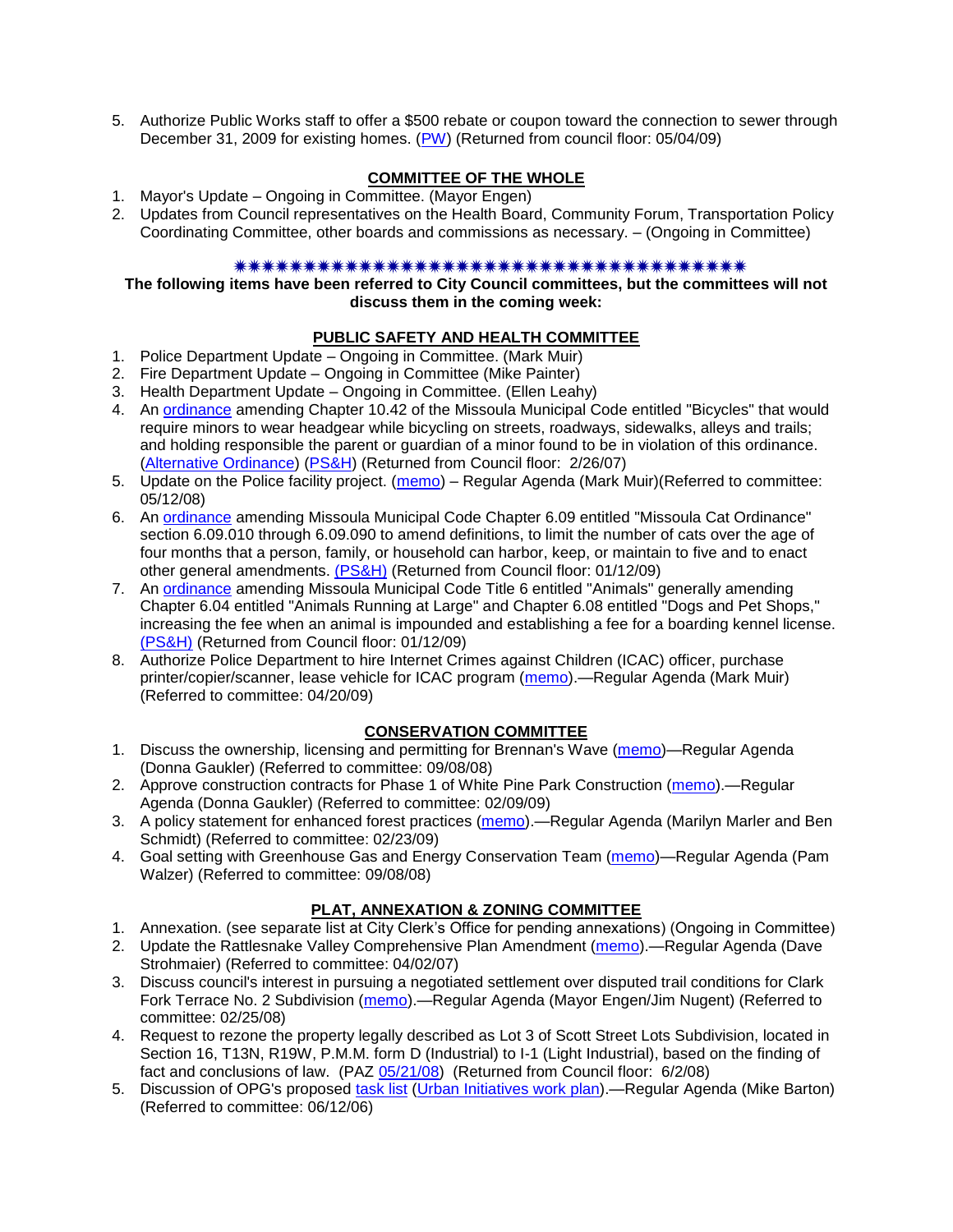5. Authorize Public Works staff to offer a $500 rebate or coupon toward the connection to sewer through December 31, 2009 for existing homes. (PW) (Returned from council floor: 05/04/09)

## COMMITTEE OF THE WHOLE

1. Mayor's Update – Ongoing in Committee. (Mayor Engen)
2. Updates from Council representatives on the Health Board, Community Forum, Transportation Policy Coordinating Committee, other boards and commissions as necessary. – (Ongoing in Committee)

✷✷✷✷✷✷✷✷✷✷✷✷✷✷✷✷✷✷✷✷✷✷✷✷✷✷✷✷✷✷✷✷✷✷✷✷✷✷✷✷

**The following items have been referred to City Council committees, but the committees will not discuss them in the coming week:**

## PUBLIC SAFETY AND HEALTH COMMITTEE

1. Police Department Update – Ongoing in Committee. (Mark Muir)
2. Fire Department Update – Ongoing in Committee (Mike Painter)
3. Health Department Update – Ongoing in Committee. (Ellen Leahy)
4. An ordinance amending Chapter 10.42 of the Missoula Municipal Code entitled "Bicycles" that would require minors to wear headgear while bicycling on streets, roadways, sidewalks, alleys and trails; and holding responsible the parent or guardian of a minor found to be in violation of this ordinance. (Alternative Ordinance) (PS&H) (Returned from Council floor: 2/26/07)
5. Update on the Police facility project. (memo) – Regular Agenda (Mark Muir)(Referred to committee: 05/12/08)
6. An ordinance amending Missoula Municipal Code Chapter 6.09 entitled "Missoula Cat Ordinance" section 6.09.010 through 6.09.090 to amend definitions, to limit the number of cats over the age of four months that a person, family, or household can harbor, keep, or maintain to five and to enact other general amendments. (PS&H) (Returned from Council floor: 01/12/09)
7. An ordinance amending Missoula Municipal Code Title 6 entitled "Animals" generally amending Chapter 6.04 entitled "Animals Running at Large" and Chapter 6.08 entitled "Dogs and Pet Shops," increasing the fee when an animal is impounded and establishing a fee for a boarding kennel license. (PS&H) (Returned from Council floor: 01/12/09)
8. Authorize Police Department to hire Internet Crimes against Children (ICAC) officer, purchase printer/copier/scanner, lease vehicle for ICAC program (memo).—Regular Agenda (Mark Muir) (Referred to committee: 04/20/09)

## CONSERVATION COMMITTEE

1. Discuss the ownership, licensing and permitting for Brennan's Wave (memo)—Regular Agenda (Donna Gaukler) (Referred to committee: 09/08/08)
2. Approve construction contracts for Phase 1 of White Pine Park Construction (memo).—Regular Agenda (Donna Gaukler) (Referred to committee: 02/09/09)
3. A policy statement for enhanced forest practices (memo).—Regular Agenda (Marilyn Marler and Ben Schmidt) (Referred to committee: 02/23/09)
4. Goal setting with Greenhouse Gas and Energy Conservation Team (memo)—Regular Agenda (Pam Walzer) (Referred to committee: 09/08/08)

## PLAT, ANNEXATION & ZONING COMMITTEE

1. Annexation. (see separate list at City Clerk's Office for pending annexations) (Ongoing in Committee)
2. Update the Rattlesnake Valley Comprehensive Plan Amendment (memo).—Regular Agenda (Dave Strohmaier) (Referred to committee: 04/02/07)
3. Discuss council's interest in pursuing a negotiated settlement over disputed trail conditions for Clark Fork Terrace No. 2 Subdivision (memo).—Regular Agenda (Mayor Engen/Jim Nugent) (Referred to committee: 02/25/08)
4. Request to rezone the property legally described as Lot 3 of Scott Street Lots Subdivision, located in Section 16, T13N, R19W, P.M.M. form D (Industrial) to I-1 (Light Industrial), based on the finding of fact and conclusions of law. (PAZ 05/21/08) (Returned from Council floor: 6/2/08)
5. Discussion of OPG's proposed task list (Urban Initiatives work plan).—Regular Agenda (Mike Barton) (Referred to committee: 06/12/06)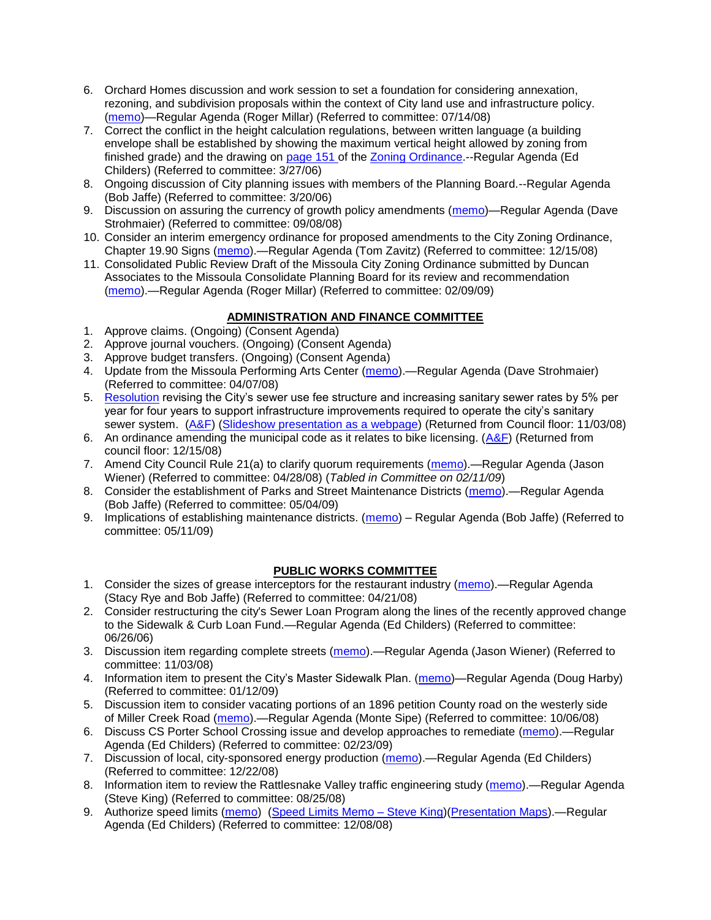6. Orchard Homes discussion and work session to set a foundation for considering annexation, rezoning, and subdivision proposals within the context of City land use and infrastructure policy. (memo)—Regular Agenda (Roger Millar) (Referred to committee: 07/14/08)
7. Correct the conflict in the height calculation regulations, between written language (a building envelope shall be established by showing the maximum vertical height allowed by zoning from finished grade) and the drawing on page 151 of the Zoning Ordinance.--Regular Agenda (Ed Childers) (Referred to committee: 3/27/06)
8. Ongoing discussion of City planning issues with members of the Planning Board.--Regular Agenda (Bob Jaffe) (Referred to committee: 3/20/06)
9. Discussion on assuring the currency of growth policy amendments (memo)—Regular Agenda (Dave Strohmaier) (Referred to committee: 09/08/08)
10. Consider an interim emergency ordinance for proposed amendments to the City Zoning Ordinance, Chapter 19.90 Signs (memo).—Regular Agenda (Tom Zavitz) (Referred to committee: 12/15/08)
11. Consolidated Public Review Draft of the Missoula City Zoning Ordinance submitted by Duncan Associates to the Missoula Consolidate Planning Board for its review and recommendation (memo).—Regular Agenda (Roger Millar) (Referred to committee: 02/09/09)

## ADMINISTRATION AND FINANCE COMMITTEE

1. Approve claims. (Ongoing) (Consent Agenda)
2. Approve journal vouchers. (Ongoing) (Consent Agenda)
3. Approve budget transfers. (Ongoing) (Consent Agenda)
4. Update from the Missoula Performing Arts Center (memo).—Regular Agenda (Dave Strohmaier) (Referred to committee: 04/07/08)
5. Resolution revising the City's sewer use fee structure and increasing sanitary sewer rates by 5% per year for four years to support infrastructure improvements required to operate the city's sanitary sewer system. (A&F) (Slideshow presentation as a webpage) (Returned from Council floor: 11/03/08)
6. An ordinance amending the municipal code as it relates to bike licensing. (A&F) (Returned from council floor: 12/15/08)
7. Amend City Council Rule 21(a) to clarify quorum requirements (memo).—Regular Agenda (Jason Wiener) (Referred to committee: 04/28/08) (*Tabled in Committee on 02/11/09*)
8. Consider the establishment of Parks and Street Maintenance Districts (memo).—Regular Agenda (Bob Jaffe) (Referred to committee: 05/04/09)
9. Implications of establishing maintenance districts. (memo) – Regular Agenda (Bob Jaffe) (Referred to committee: 05/11/09)

## PUBLIC WORKS COMMITTEE

1. Consider the sizes of grease interceptors for the restaurant industry (memo).—Regular Agenda (Stacy Rye and Bob Jaffe) (Referred to committee: 04/21/08)
2. Consider restructuring the city's Sewer Loan Program along the lines of the recently approved change to the Sidewalk & Curb Loan Fund.—Regular Agenda (Ed Childers) (Referred to committee: 06/26/06)
3. Discussion item regarding complete streets (memo).—Regular Agenda (Jason Wiener) (Referred to committee: 11/03/08)
4. Information item to present the City's Master Sidewalk Plan. (memo)—Regular Agenda (Doug Harby) (Referred to committee: 01/12/09)
5. Discussion item to consider vacating portions of an 1896 petition County road on the westerly side of Miller Creek Road (memo).—Regular Agenda (Monte Sipe) (Referred to committee: 10/06/08)
6. Discuss CS Porter School Crossing issue and develop approaches to remediate (memo).—Regular Agenda (Ed Childers) (Referred to committee: 02/23/09)
7. Discussion of local, city-sponsored energy production (memo).—Regular Agenda (Ed Childers) (Referred to committee: 12/22/08)
8. Information item to review the Rattlesnake Valley traffic engineering study (memo).—Regular Agenda (Steve King) (Referred to committee: 08/25/08)
9. Authorize speed limits (memo) (Speed Limits Memo – Steve King)(Presentation Maps).—Regular Agenda (Ed Childers) (Referred to committee: 12/08/08)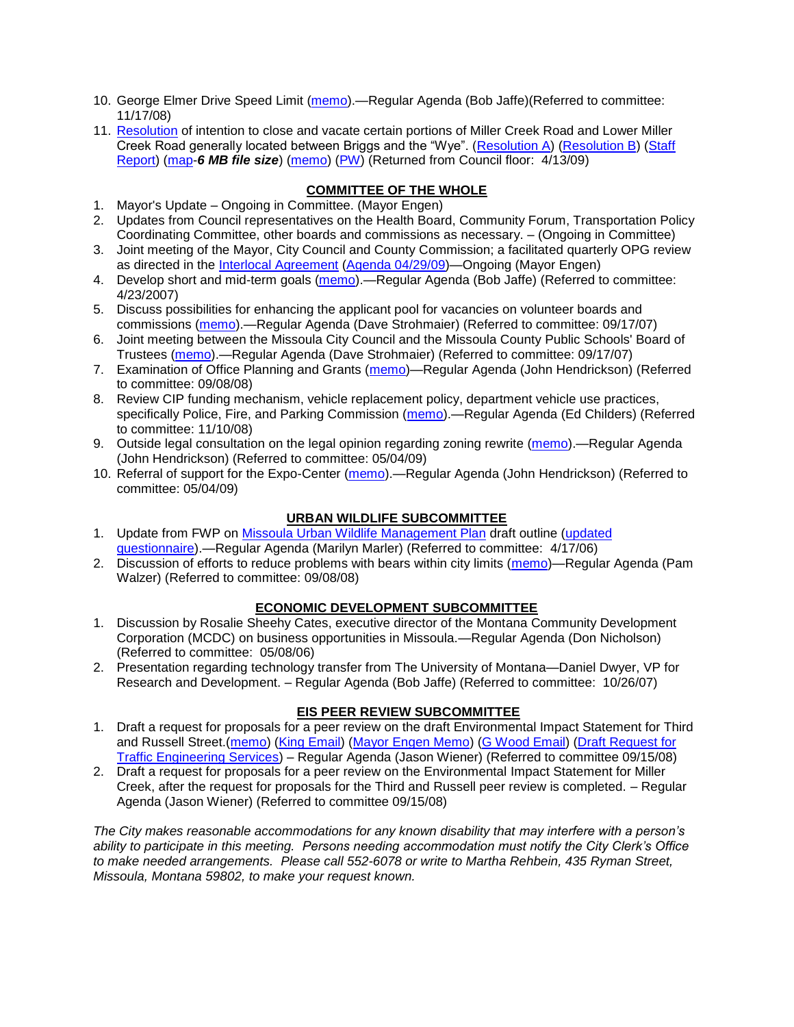10. George Elmer Drive Speed Limit (memo).—Regular Agenda (Bob Jaffe)(Referred to committee: 11/17/08)
11. Resolution of intention to close and vacate certain portions of Miller Creek Road and Lower Miller Creek Road generally located between Briggs and the "Wye". (Resolution A) (Resolution B) (Staff Report) (map-***6 MB file size***) (memo) (PW) (Returned from Council floor: 4/13/09)

## COMMITTEE OF THE WHOLE

1. Mayor's Update – Ongoing in Committee. (Mayor Engen)
2. Updates from Council representatives on the Health Board, Community Forum, Transportation Policy Coordinating Committee, other boards and commissions as necessary. – (Ongoing in Committee)
3. Joint meeting of the Mayor, City Council and County Commission; a facilitated quarterly OPG review as directed in the Interlocal Agreement (Agenda 04/29/09)—Ongoing (Mayor Engen)
4. Develop short and mid-term goals (memo).—Regular Agenda (Bob Jaffe) (Referred to committee: 4/23/2007)
5. Discuss possibilities for enhancing the applicant pool for vacancies on volunteer boards and commissions (memo).—Regular Agenda (Dave Strohmaier) (Referred to committee: 09/17/07)
6. Joint meeting between the Missoula City Council and the Missoula County Public Schools' Board of Trustees (memo).—Regular Agenda (Dave Strohmaier) (Referred to committee: 09/17/07)
7. Examination of Office Planning and Grants (memo)—Regular Agenda (John Hendrickson) (Referred to committee: 09/08/08)
8. Review CIP funding mechanism, vehicle replacement policy, department vehicle use practices, specifically Police, Fire, and Parking Commission (memo).—Regular Agenda (Ed Childers) (Referred to committee: 11/10/08)
9. Outside legal consultation on the legal opinion regarding zoning rewrite (memo).—Regular Agenda (John Hendrickson) (Referred to committee: 05/04/09)
10. Referral of support for the Expo-Center (memo).—Regular Agenda (John Hendrickson) (Referred to committee: 05/04/09)

## URBAN WILDLIFE SUBCOMMITTEE

1. Update from FWP on Missoula Urban Wildlife Management Plan draft outline (updated questionnaire).—Regular Agenda (Marilyn Marler) (Referred to committee: 4/17/06)
2. Discussion of efforts to reduce problems with bears within city limits (memo)—Regular Agenda (Pam Walzer) (Referred to committee: 09/08/08)

## ECONOMIC DEVELOPMENT SUBCOMMITTEE

1. Discussion by Rosalie Sheehy Cates, executive director of the Montana Community Development Corporation (MCDC) on business opportunities in Missoula.—Regular Agenda (Don Nicholson) (Referred to committee: 05/08/06)
2. Presentation regarding technology transfer from The University of Montana—Daniel Dwyer, VP for Research and Development. – Regular Agenda (Bob Jaffe) (Referred to committee: 10/26/07)

## EIS PEER REVIEW SUBCOMMITTEE

1. Draft a request for proposals for a peer review on the draft Environmental Impact Statement for Third and Russell Street.(memo) (King Email) (Mayor Engen Memo) (G Wood Email) (Draft Request for Traffic Engineering Services) – Regular Agenda (Jason Wiener) (Referred to committee 09/15/08)
2. Draft a request for proposals for a peer review on the Environmental Impact Statement for Miller Creek, after the request for proposals for the Third and Russell peer review is completed. – Regular Agenda (Jason Wiener) (Referred to committee 09/15/08)

*The City makes reasonable accommodations for any known disability that may interfere with a person's ability to participate in this meeting. Persons needing accommodation must notify the City Clerk's Office to make needed arrangements. Please call 552-6078 or write to Martha Rehbein, 435 Ryman Street, Missoula, Montana 59802, to make your request known.*